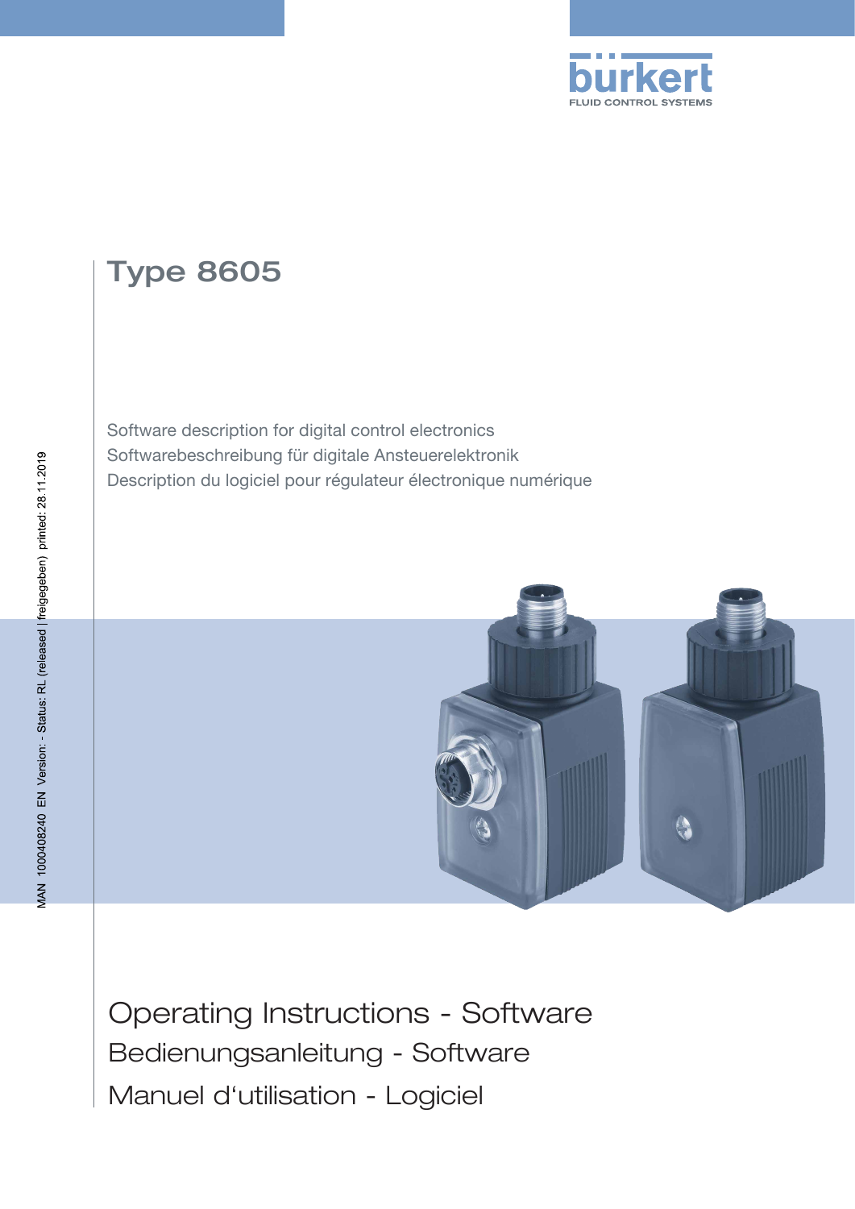bürkert
FLUID CONTROL SYSTEMS

# Type 8605

Software description for digital control electronics
Softwarebeschreibung für digitale Ansteuerelektronik
Description du logiciel pour régulateur électronique numérique

MAN 1000408240 EN Version: - Status: RL (released | freigegeben) printed: 28.11.2019

Operating Instructions - Software
Bedienungsanleitung - Software
Manuel d'utilisation - Logiciel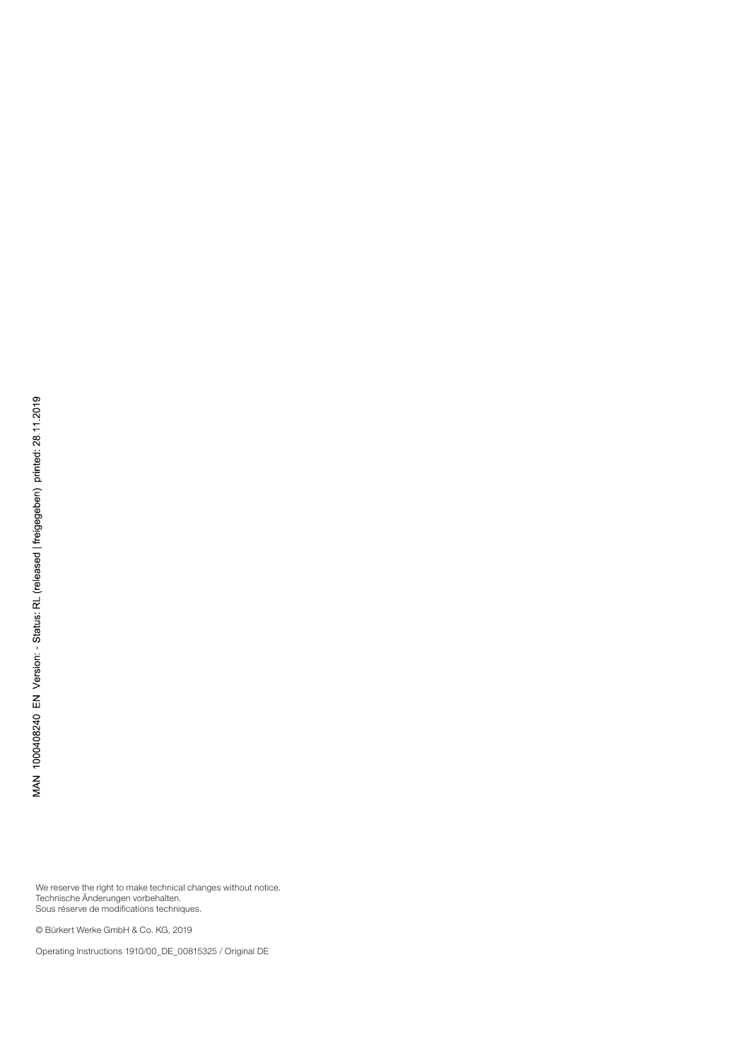MAN 1000408240 EN Version: - Status: RL (released | freigegeben) printed: 28.11.2019

We reserve the right to make technical changes without notice.
Technische Änderungen vorbehalten.
Sous réserve de modifications techniques.

© Bürkert Werke GmbH & Co. KG, 2019

Operating Instructions 1910/00_DE_00815325 / Original DE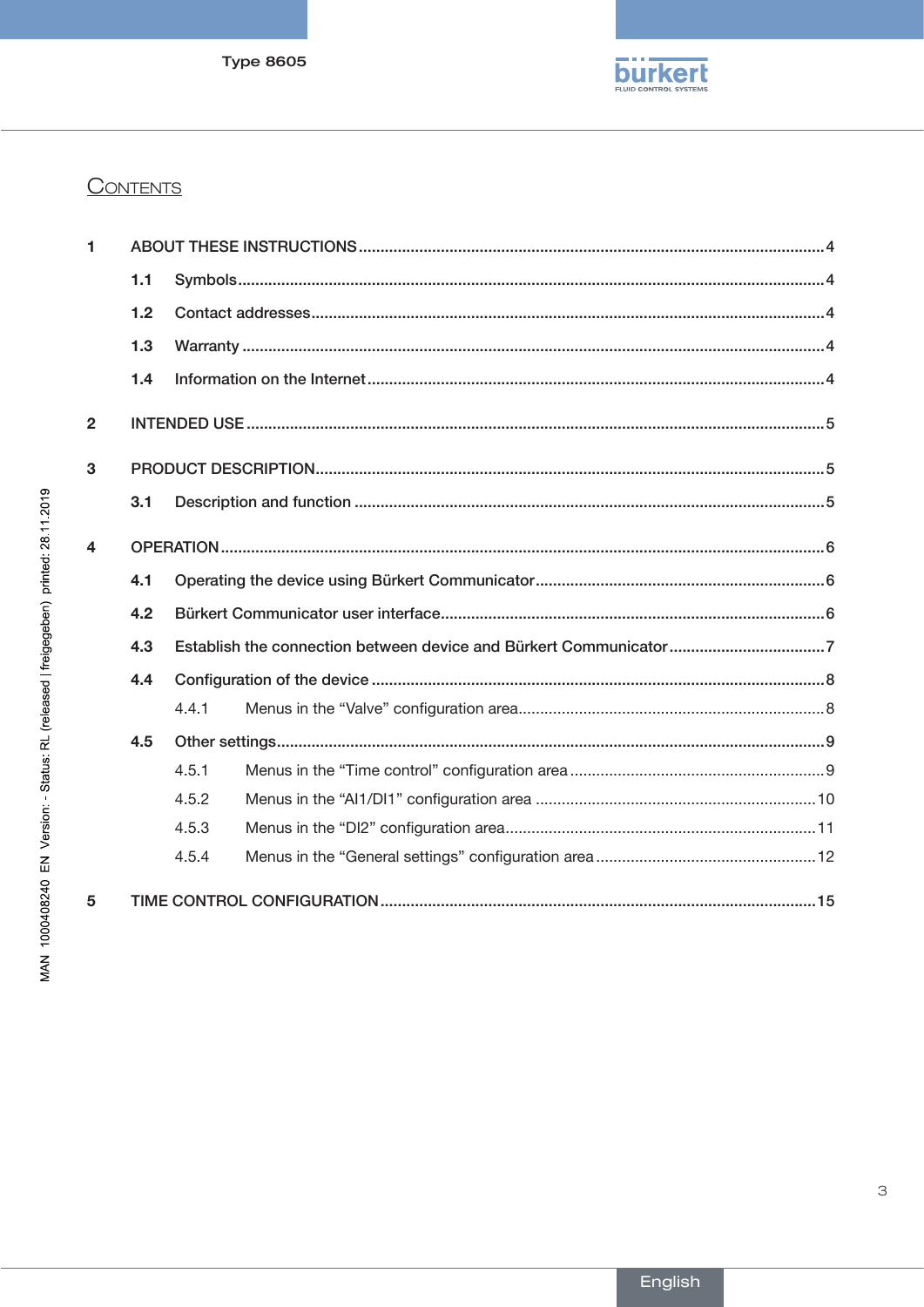# Contents

1 ABOUT THESE INSTRUCTIONS ........ 4

- 1.1 Symbols ........ 4
- 1.2 Contact addresses ........ 4
- 1.3 Warranty ........ 4
- 1.4 Information on the Internet ........ 4

2 INTENDED USE ........ 5

3 PRODUCT DESCRIPTION ........ 5

- 3.1 Description and function ........ 5

4 OPERATION ........ 6

- 4.1 Operating the device using Bürkert Communicator ........ 6
- 4.2 Bürkert Communicator user interface ........ 6
- 4.3 Establish the connection between device and Bürkert Communicator ........ 7
- 4.4 Configuration of the device ........ 8
  - 4.4.1 Menus in the “Valve” configuration area ........ 8
- 4.5 Other settings ........ 9
  - 4.5.1 Menus in the “Time control” configuration area ........ 9
  - 4.5.2 Menus in the “AI1/DI1” configuration area ........ 10
  - 4.5.3 Menus in the “DI2” configuration area ........ 11
  - 4.5.4 Menus in the “General settings” configuration area ........ 12

5 TIME CONTROL CONFIGURATION ........ 15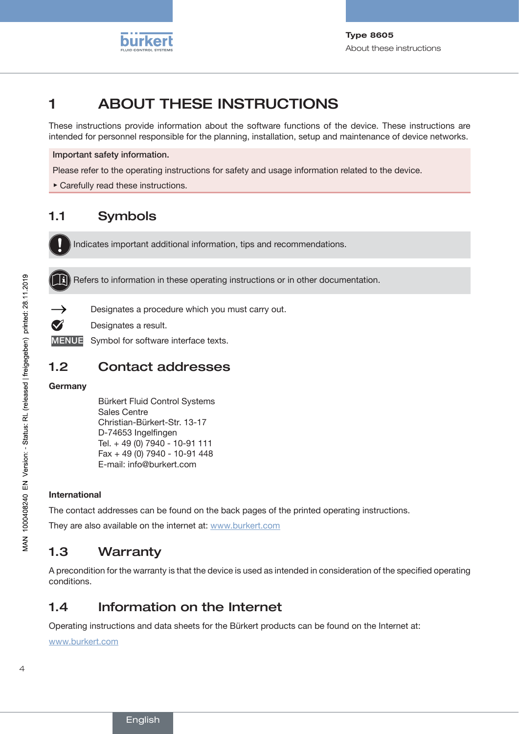# 1 ABOUT THESE INSTRUCTIONS

These instructions provide information about the software functions of the device. These instructions are intended for personnel responsible for the planning, installation, setup and maintenance of device networks.

**Important safety information.**

Please refer to the operating instructions for safety and usage information related to the device.

- Carefully read these instructions.

## 1.1 Symbols

Indicates important additional information, tips and recommendations.

Refers to information in these operating instructions or in other documentation.

→ Designates a procedure which you must carry out.

✔ Designates a result.

MENUE Symbol for software interface texts.

## 1.2 Contact addresses

**Germany**

Bürkert Fluid Control Systems
Sales Centre
Christian-Bürkert-Str. 13-17
D-74653 Ingelfingen
Tel. + 49 (0) 7940 - 10-91 111
Fax + 49 (0) 7940 - 10-91 448
E-mail: info@burkert.com

**International**

The contact addresses can be found on the back pages of the printed operating instructions.

They are also available on the internet at: www.burkert.com

## 1.3 Warranty

A precondition for the warranty is that the device is used as intended in consideration of the specified operating conditions.

## 1.4 Information on the Internet

Operating instructions and data sheets for the Bürkert products can be found on the Internet at:

www.burkert.com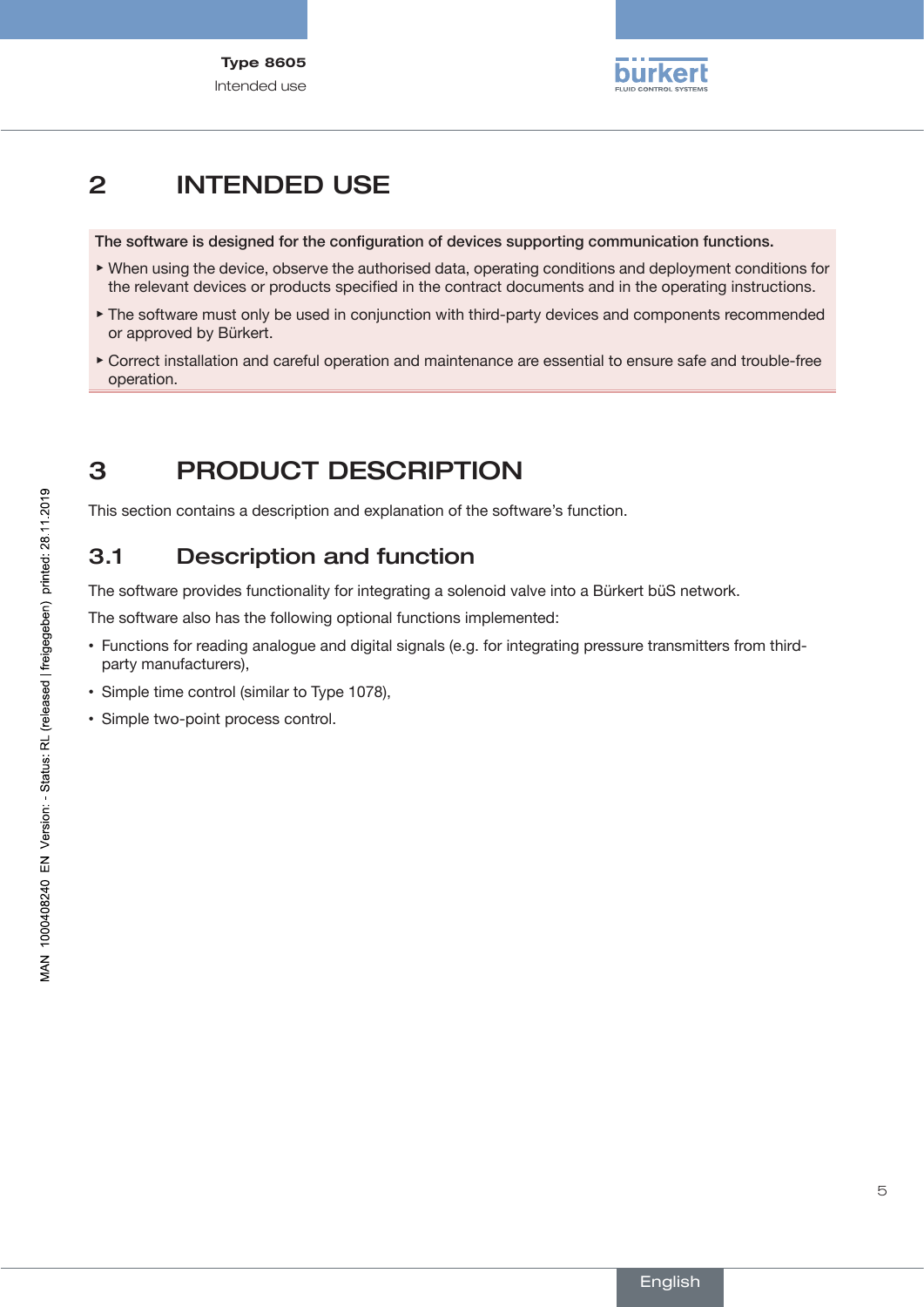# 2 INTENDED USE

**The software is designed for the configuration of devices supporting communication functions.**

- When using the device, observe the authorised data, operating conditions and deployment conditions for the relevant devices or products specified in the contract documents and in the operating instructions.
- The software must only be used in conjunction with third-party devices and components recommended or approved by Bürkert.
- Correct installation and careful operation and maintenance are essential to ensure safe and trouble-free operation.

# 3 PRODUCT DESCRIPTION

This section contains a description and explanation of the software's function.

## 3.1 Description and function

The software provides functionality for integrating a solenoid valve into a Bürkert büS network.

The software also has the following optional functions implemented:

- Functions for reading analogue and digital signals (e.g. for integrating pressure transmitters from third-party manufacturers),
- Simple time control (similar to Type 1078),
- Simple two-point process control.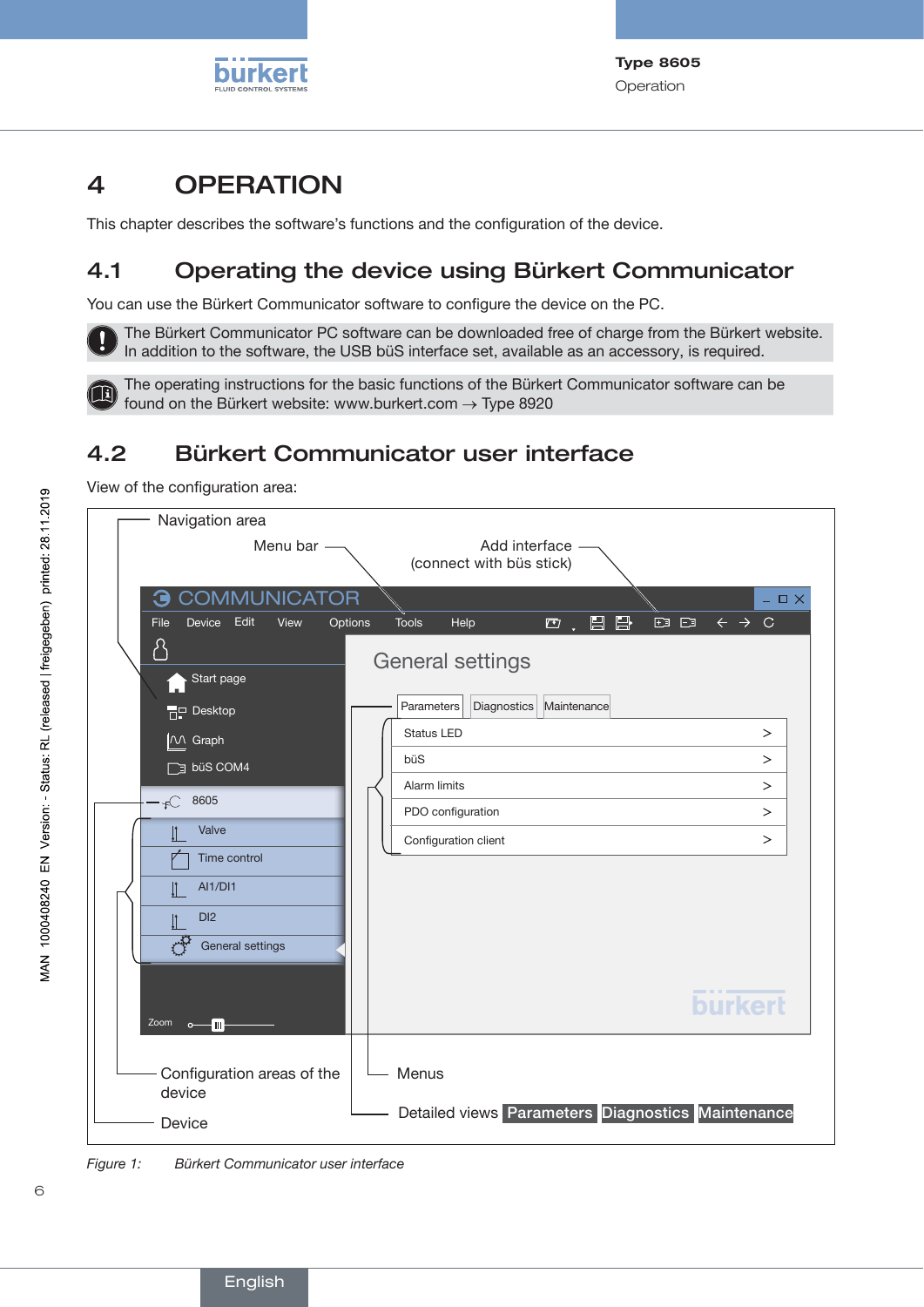# 4 OPERATION

This chapter describes the software's functions and the configuration of the device.

## 4.1 Operating the device using Bürkert Communicator

You can use the Bürkert Communicator software to configure the device on the PC.

The Bürkert Communicator PC software can be downloaded free of charge from the Bürkert website. In addition to the software, the USB büS interface set, available as an accessory, is required.

The operating instructions for the basic functions of the Bürkert Communicator software can be found on the Bürkert website: www.burkert.com → Type 8920

## 4.2 Bürkert Communicator user interface

View of the configuration area:

Navigation area

Menu bar

Add interface (connect with büs stick)

COMMUNICATOR

File Device Edit View Options Tools Help

Start page

Desktop

Graph

büS COM4

8605

Valve

Time control

AI1/DI1

DI2

General settings

Zoom

General settings

Parameters Diagnostics Maintenance

Status LED >

büS >

Alarm limits >

PDO configuration >

Configuration client >

bürkert

Configuration areas of the device

Device

Menus

Detailed views Parameters Diagnostics Maintenance

*Figure 1: Bürkert Communicator user interface*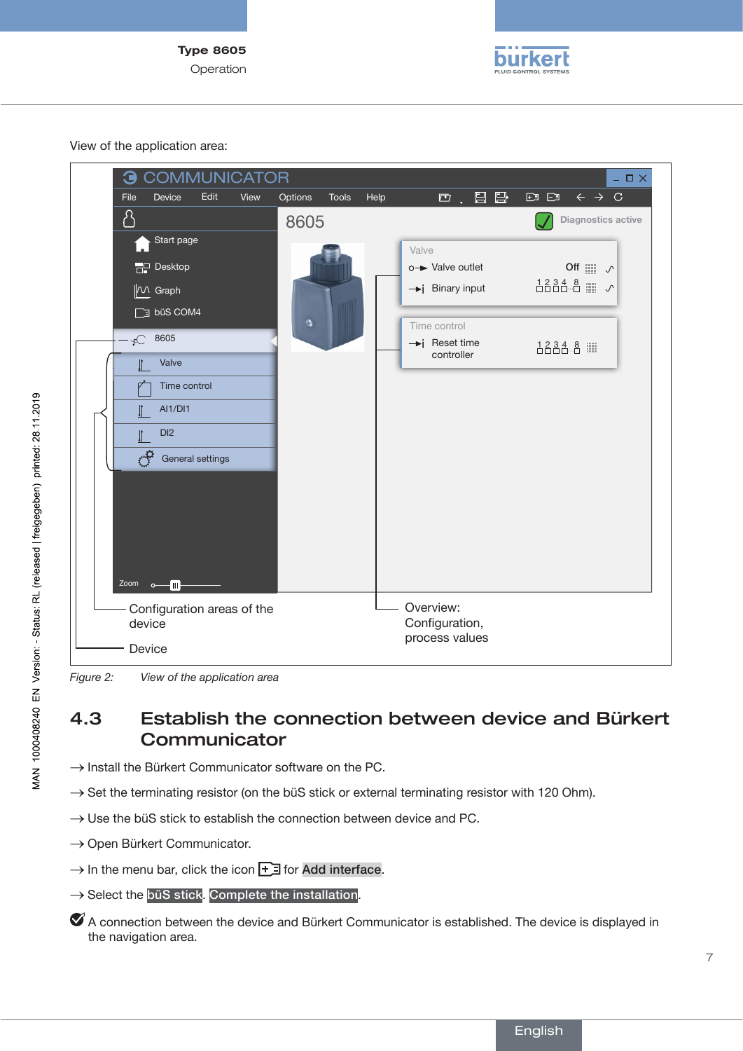View of the application area:

Configuration areas of the device

Device

Overview: Configuration, process values

*Figure 2: View of the application area*

## 4.3 Establish the connection between device and Bürkert Communicator

→ Install the Bürkert Communicator software on the PC.

→ Set the terminating resistor (on the büS stick or external terminating resistor with 120 Ohm).

→ Use the büS stick to establish the connection between device and PC.

→ Open Bürkert Communicator.

→ In the menu bar, click the icon for **Add interface**.

→ Select the **büS stick**. **Complete the installation**.

✔ A connection between the device and Bürkert Communicator is established. The device is displayed in the navigation area.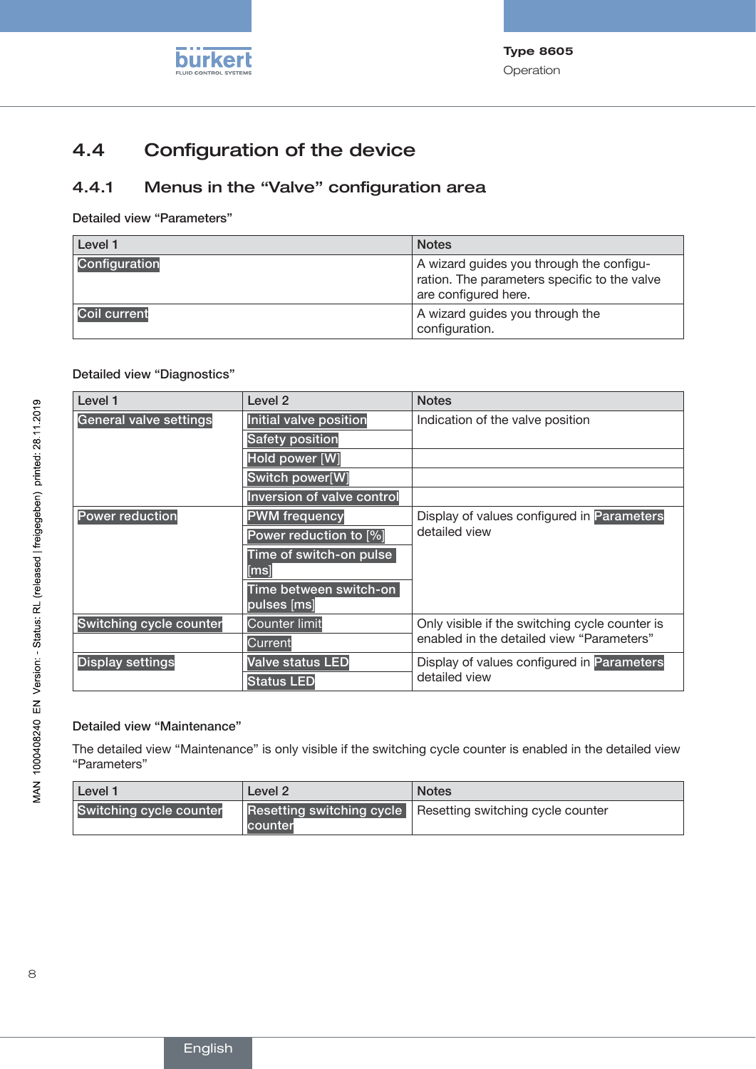## 4.4 Configuration of the device

### 4.4.1 Menus in the "Valve" configuration area

Detailed view "Parameters"

| Level 1 | Notes |
|---|---|
| Configuration | A wizard guides you through the configuration. The parameters specific to the valve are configured here. |
| Coil current | A wizard guides you through the configuration. |

Detailed view "Diagnostics"

| Level 1 | Level 2 | Notes |
|---|---|---|
| General valve settings | Initial valve position | Indication of the valve position |
| | Safety position | |
| | Hold power [W] | |
| | Switch power[W] | |
| | Inversion of valve control | |
| Power reduction | PWM frequency | Display of values configured in Parameters detailed view |
| | Power reduction to [%] | |
| | Time of switch-on pulse [ms] | |
| | Time between switch-on pulses [ms] | |
| Switching cycle counter | Counter limit | Only visible if the switching cycle counter is enabled in the detailed view "Parameters" |
| | Current | |
| Display settings | Valve status LED | Display of values configured in Parameters detailed view |
| | Status LED | |

Detailed view "Maintenance"

The detailed view "Maintenance" is only visible if the switching cycle counter is enabled in the detailed view "Parameters"

| Level 1 | Level 2 | Notes |
|---|---|---|
| Switching cycle counter | Resetting switching cycle counter | Resetting switching cycle counter |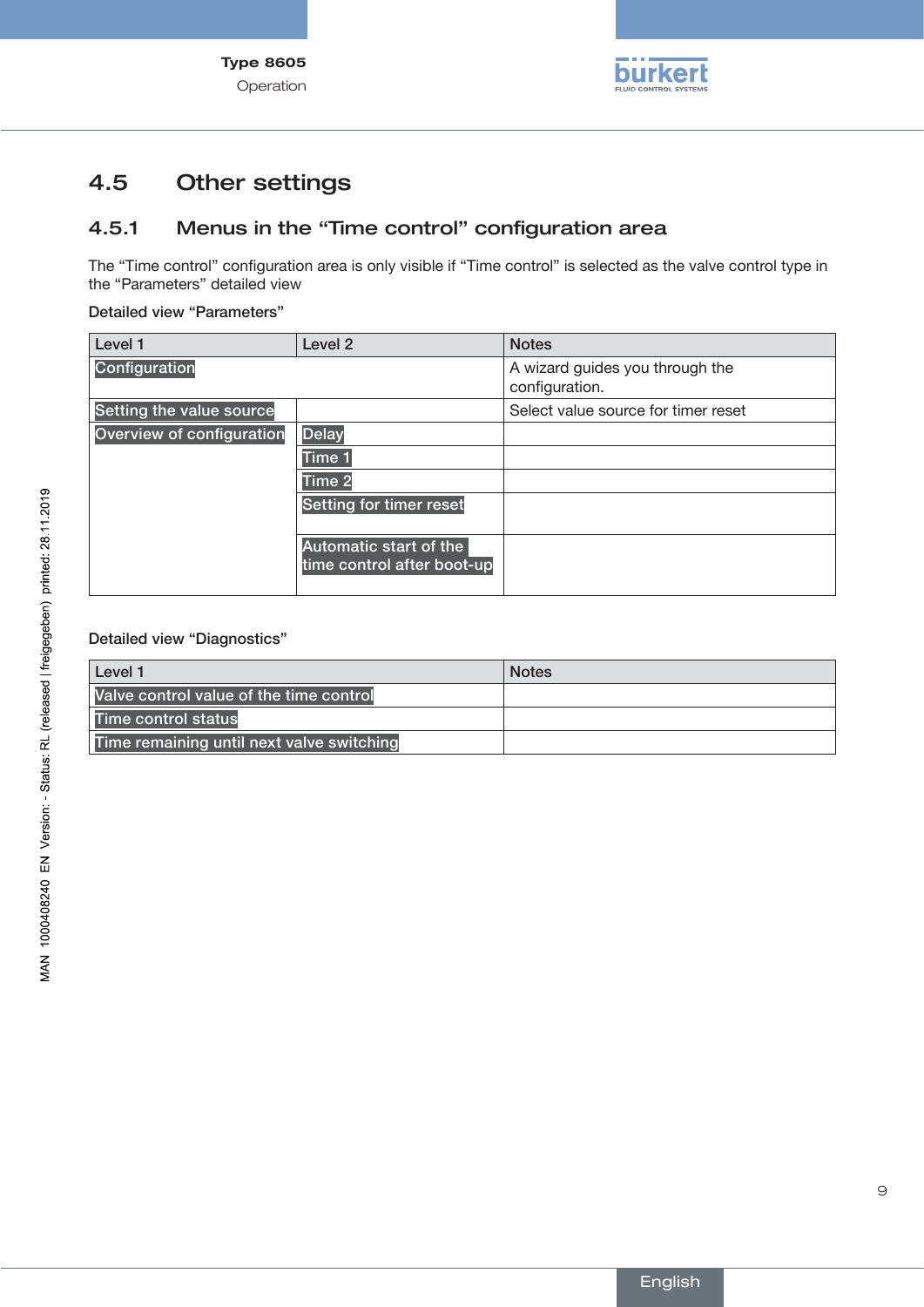## 4.5 Other settings

### 4.5.1 Menus in the “Time control” configuration area

The “Time control” configuration area is only visible if “Time control” is selected as the valve control type in the “Parameters” detailed view

Detailed view “Parameters”

| Level 1 | Level 2 | Notes |
|---|---|---|
| Configuration | | A wizard guides you through the configuration. |
| Setting the value source | | Select value source for timer reset |
| Overview of configuration | Delay | |
| | Time 1 | |
| | Time 2 | |
| | Setting for timer reset | |
| | Automatic start of the time control after boot-up | |

Detailed view “Diagnostics”

| Level 1 | Notes |
|---|---|
| Valve control value of the time control | |
| Time control status | |
| Time remaining until next valve switching | |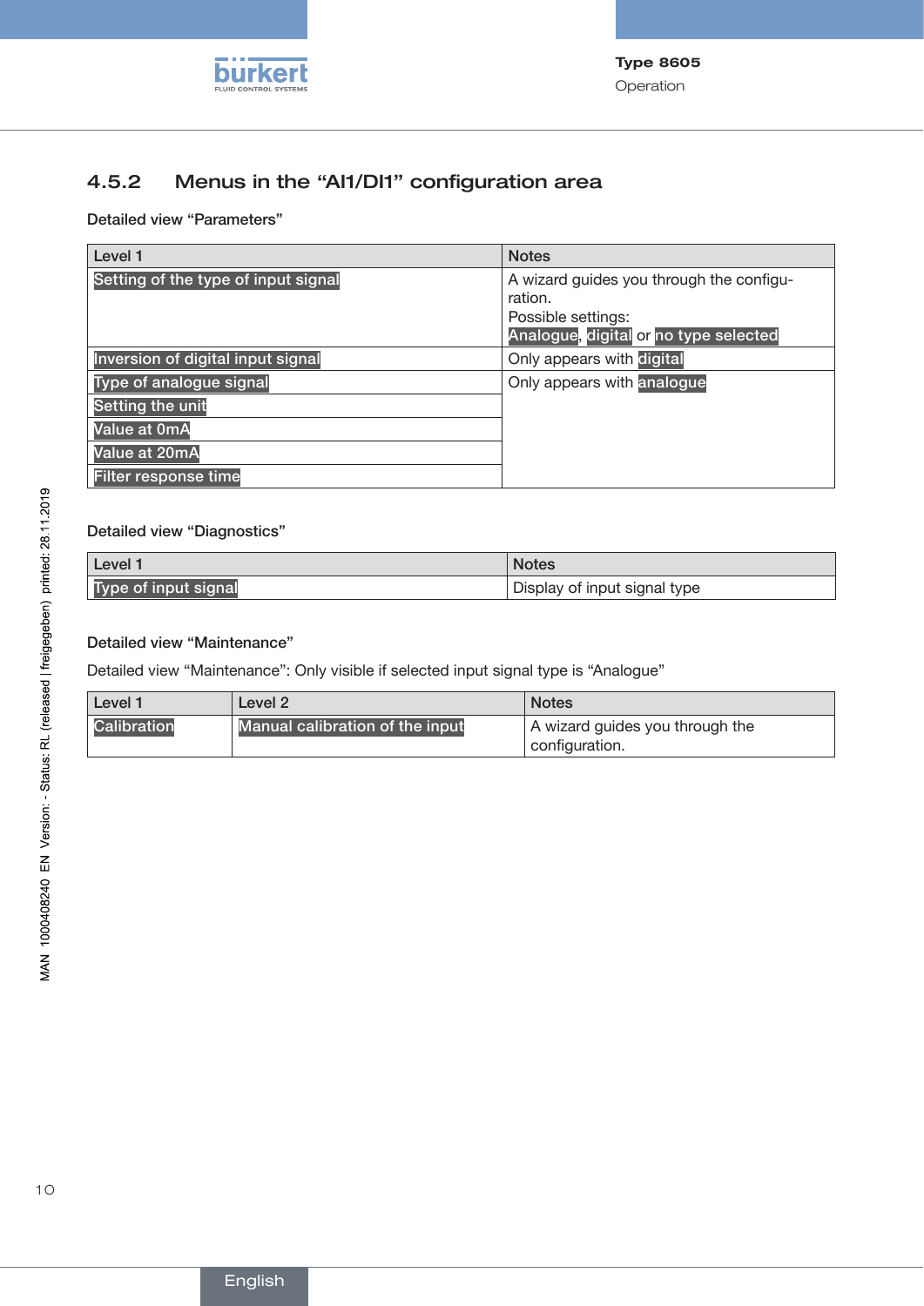### 4.5.2 Menus in the “AI1/DI1” configuration area

Detailed view “Parameters”

| Level 1 | Notes |
|---|---|
| Setting of the type of input signal | A wizard guides you through the configuration. Possible settings: Analogue, digital or no type selected |
| Inversion of digital input signal | Only appears with digital |
| Type of analogue signal | Only appears with analogue |
| Setting the unit | |
| Value at 0mA | |
| Value at 20mA | |
| Filter response time | |

Detailed view “Diagnostics”

| Level 1 | Notes |
|---|---|
| Type of input signal | Display of input signal type |

Detailed view “Maintenance”

Detailed view “Maintenance”: Only visible if selected input signal type is “Analogue”

| Level 1 | Level 2 | Notes |
|---|---|---|
| Calibration | Manual calibration of the input | A wizard guides you through the configuration. |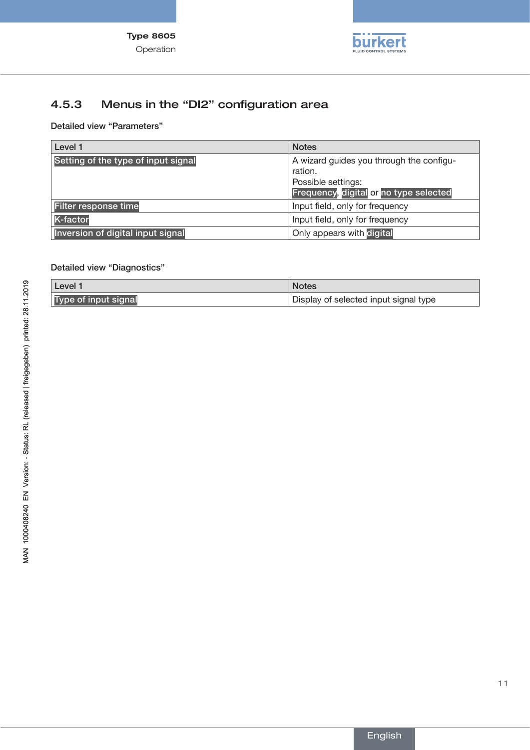### 4.5.3 Menus in the “DI2” configuration area

Detailed view “Parameters”

| Level 1 | Notes |
|---|---|
| Setting of the type of input signal | A wizard guides you through the configuration.<br>Possible settings:<br>Frequency, digital or no type selected |
| Filter response time | Input field, only for frequency |
| K-factor | Input field, only for frequency |
| Inversion of digital input signal | Only appears with digital |

Detailed view “Diagnostics”

| Level 1 | Notes |
|---|---|
| Type of input signal | Display of selected input signal type |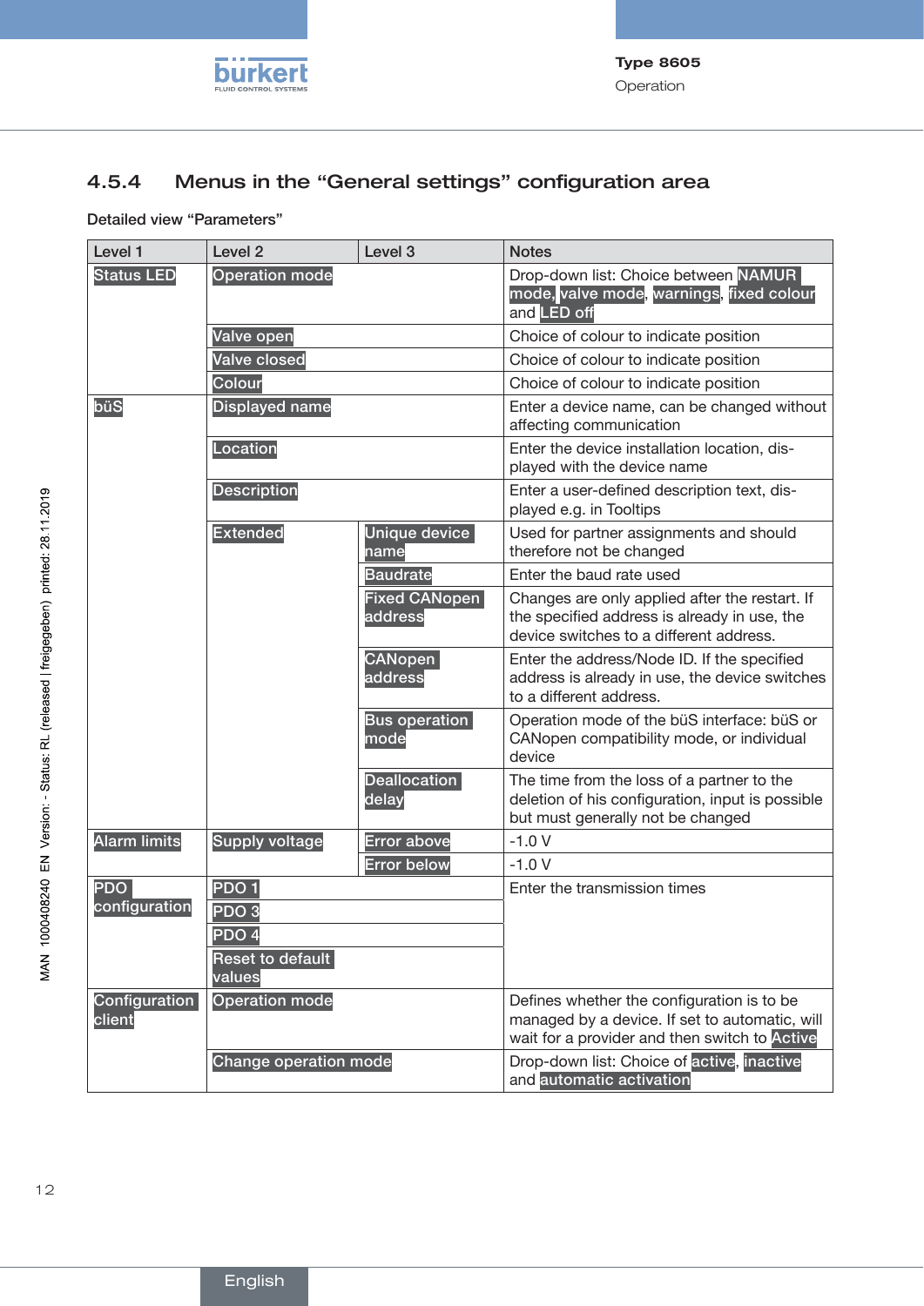### 4.5.4 Menus in the "General settings" configuration area

Detailed view "Parameters"

| Level 1 | Level 2 | Level 3 | Notes |
|---|---|---|---|
| Status LED | Operation mode | | Drop-down list: Choice between NAMUR mode, valve mode, warnings, fixed colour and LED off |
| | Valve open | | Choice of colour to indicate position |
| | Valve closed | | Choice of colour to indicate position |
| | Colour | | Choice of colour to indicate position |
| büS | Displayed name | | Enter a device name, can be changed without affecting communication |
| | Location | | Enter the device installation location, displayed with the device name |
| | Description | | Enter a user-defined description text, displayed e.g. in Tooltips |
| | Extended | Unique device name | Used for partner assignments and should therefore not be changed |
| | | Baudrate | Enter the baud rate used |
| | | Fixed CANopen address | Changes are only applied after the restart. If the specified address is already in use, the device switches to a different address. |
| | | CANopen address | Enter the address/Node ID. If the specified address is already in use, the device switches to a different address. |
| | | Bus operation mode | Operation mode of the büS interface: büS or CANopen compatibility mode, or individual device |
| | | Deallocation delay | The time from the loss of a partner to the deletion of his configuration, input is possible but must generally not be changed |
| Alarm limits | Supply voltage | Error above | -1.0 V |
| | | Error below | -1.0 V |
| PDO configuration | PDO 1 | | Enter the transmission times |
| | PDO 3 | | |
| | PDO 4 | | |
| | Reset to default values | | |
| Configuration client | Operation mode | | Defines whether the configuration is to be managed by a device. If set to automatic, will wait for a provider and then switch to Active |
| | Change operation mode | | Drop-down list: Choice of active, inactive and automatic activation |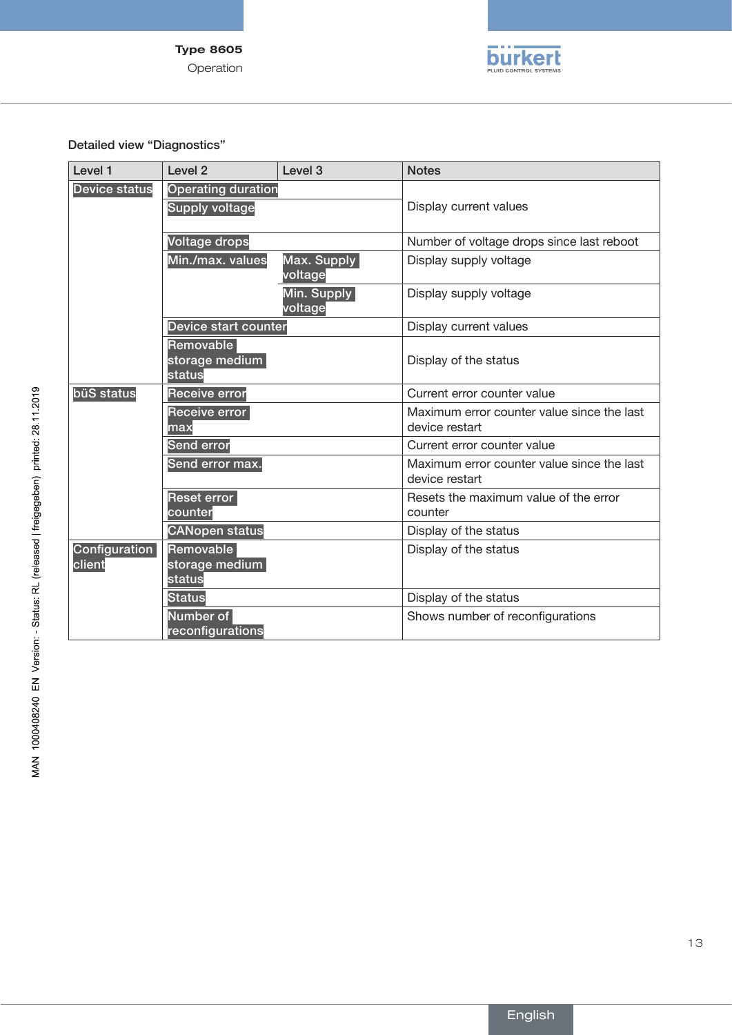Detailed view “Diagnostics”

| Level 1 | Level 2 | Level 3 | Notes |
|---|---|---|---|
| Device status | Operating duration | | Display current values |
| | Supply voltage | | |
| | Voltage drops | | Number of voltage drops since last reboot |
| | Min./max. values | Max. Supply voltage | Display supply voltage |
| | | Min. Supply voltage | Display supply voltage |
| | Device start counter | | Display current values |
| | Removable storage medium status | | Display of the status |
| büS status | Receive error | | Current error counter value |
| | Receive error max | | Maximum error counter value since the last device restart |
| | Send error | | Current error counter value |
| | Send error max. | | Maximum error counter value since the last device restart |
| | Reset error counter | | Resets the maximum value of the error counter |
| | CANopen status | | Display of the status |
| Configuration client | Removable storage medium status | | Display of the status |
| | Status | | Display of the status |
| | Number of reconfigurations | | Shows number of reconfigurations |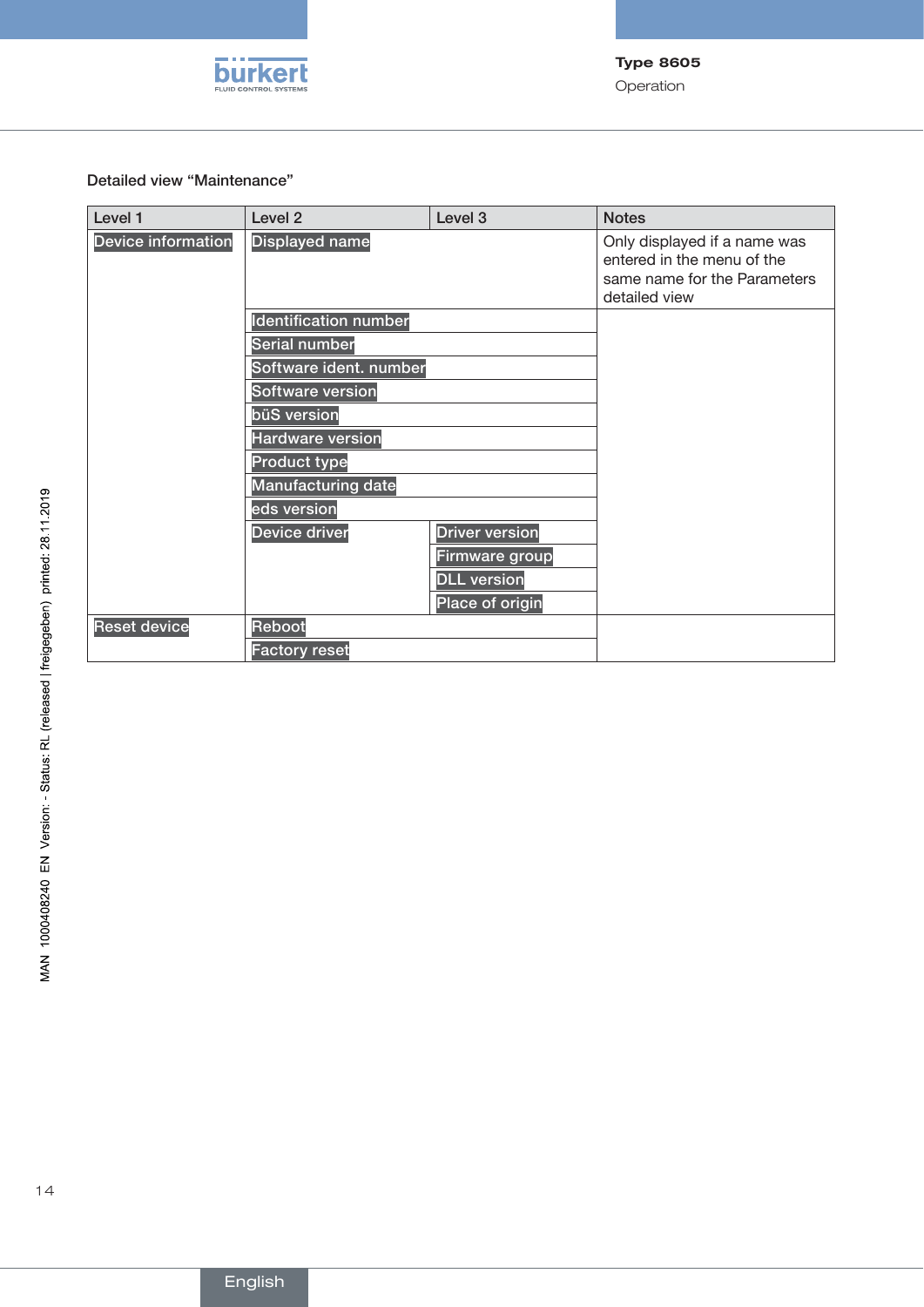Detailed view “Maintenance”

| Level 1 | Level 2 | Level 3 | Notes |
|---|---|---|---|
| Device information | Displayed name | | Only displayed if a name was entered in the menu of the same name for the Parameters detailed view |
| | Identification number | | |
| | Serial number | | |
| | Software ident. number | | |
| | Software version | | |
| | büS version | | |
| | Hardware version | | |
| | Product type | | |
| | Manufacturing date | | |
| | eds version | | |
| | Device driver | Driver version | |
| | | Firmware group | |
| | | DLL version | |
| | | Place of origin | |
| Reset device | Reboot | | |
| | Factory reset | | |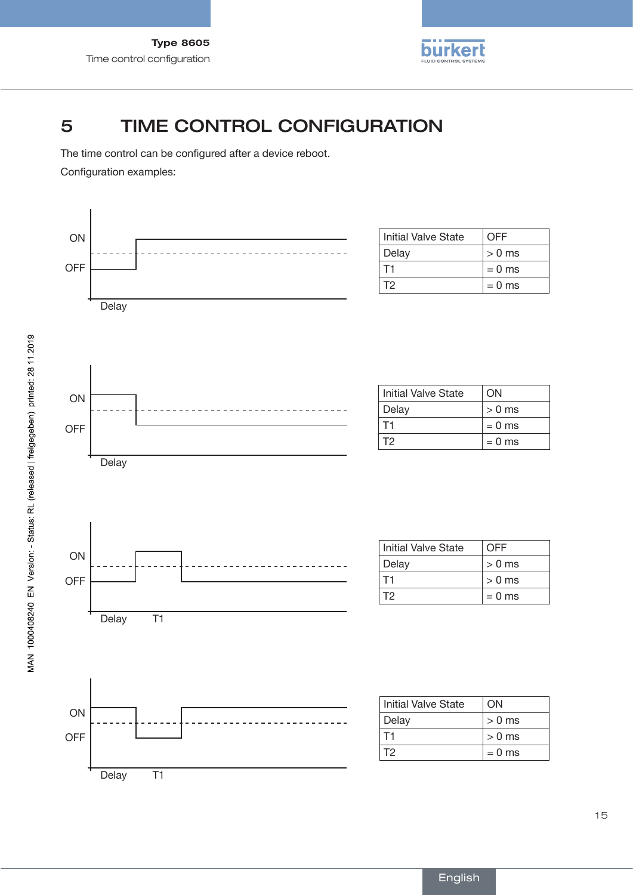# 5 TIME CONTROL CONFIGURATION

The time control can be configured after a device reboot.

Configuration examples:

ON

OFF

Delay

| | |
|---|---|
| Initial Valve State | OFF |
| Delay | > 0 ms |
| T1 | = 0 ms |
| T2 | = 0 ms |

ON

OFF

Delay

| | |
|---|---|
| Initial Valve State | ON |
| Delay | > 0 ms |
| T1 | = 0 ms |
| T2 | = 0 ms |

ON

OFF

Delay T1

| | |
|---|---|
| Initial Valve State | OFF |
| Delay | > 0 ms |
| T1 | > 0 ms |
| T2 | = 0 ms |

ON

OFF

Delay T1

| | |
|---|---|
| Initial Valve State | ON |
| Delay | > 0 ms |
| T1 | > 0 ms |
| T2 | = 0 ms |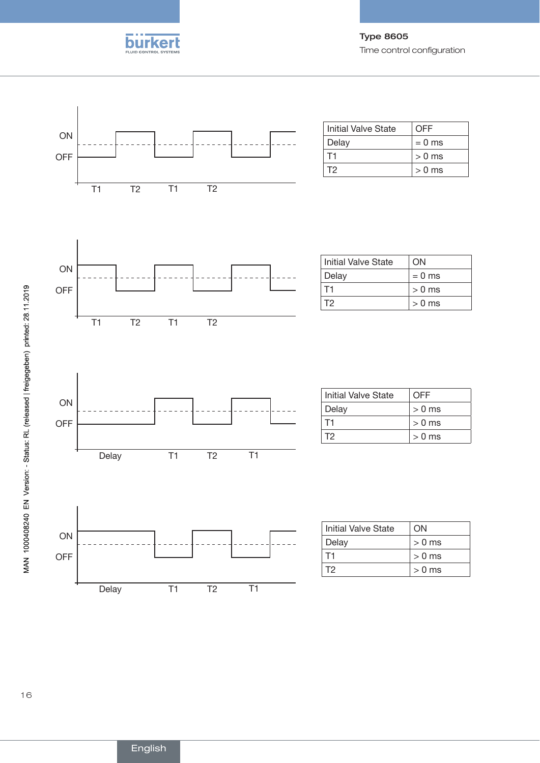ON
OFF
T1 T2 T1 T2

| | |
|---|---|
| Initial Valve State | OFF |
| Delay | = 0 ms |
| T1 | > 0 ms |
| T2 | > 0 ms |

ON
OFF
T1 T2 T1 T2

| | |
|---|---|
| Initial Valve State | ON |
| Delay | = 0 ms |
| T1 | > 0 ms |
| T2 | > 0 ms |

ON
OFF
Delay T1 T2 T1

| | |
|---|---|
| Initial Valve State | OFF |
| Delay | > 0 ms |
| T1 | > 0 ms |
| T2 | > 0 ms |

ON
OFF
Delay T1 T2 T1

| | |
|---|---|
| Initial Valve State | ON |
| Delay | > 0 ms |
| T1 | > 0 ms |
| T2 | > 0 ms |